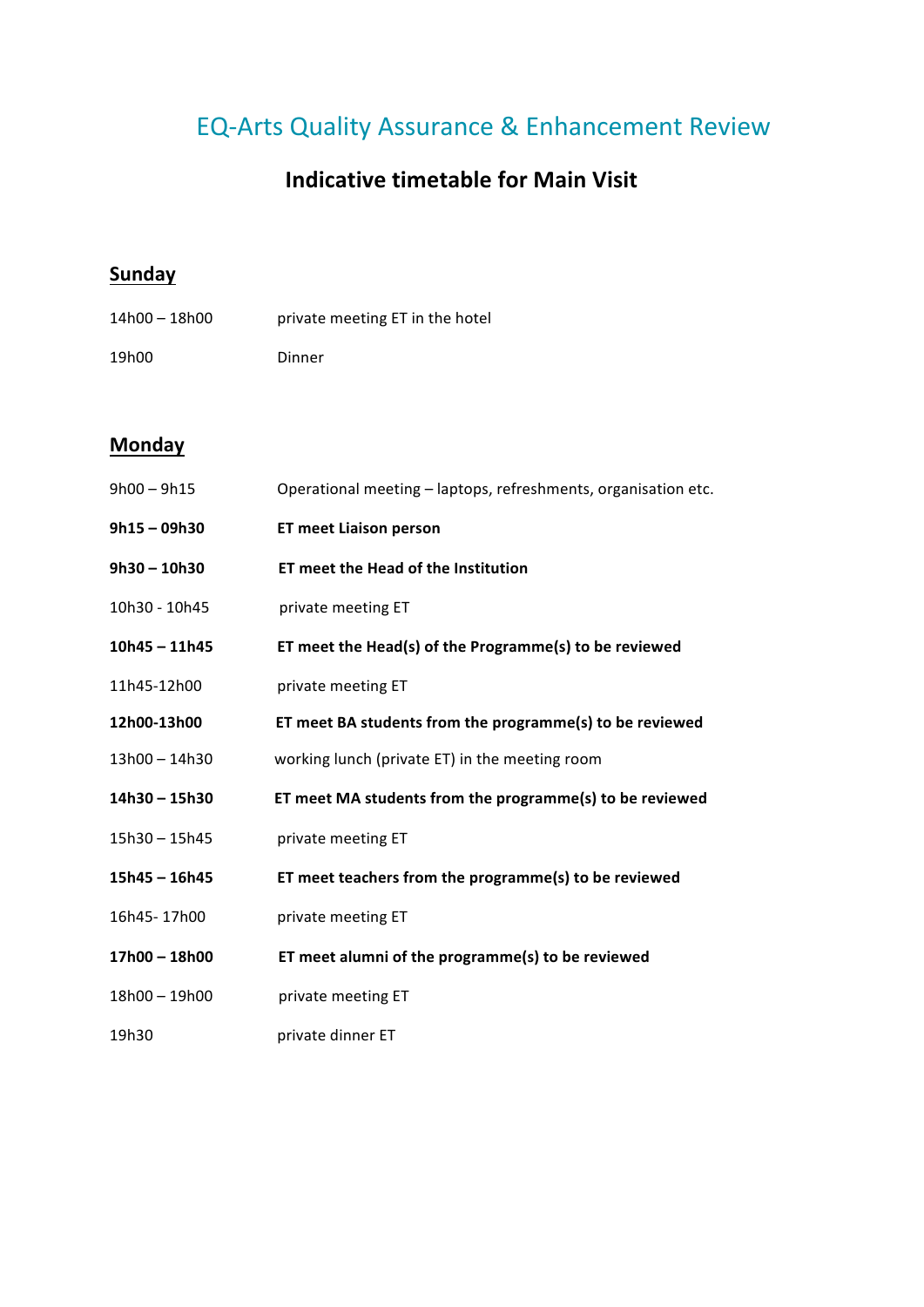# EQ-Arts Quality Assurance & Enhancement Review

## Indicative timetable for Main Visit

### Sunday

| | |
|---|---|
| 14h00 – 18h00 | private meeting ET in the hotel |
| 19h00 | Dinner |

### Monday

| | |
|---|---|
| 9h00 – 9h15 | Operational meeting – laptops, refreshments, organisation etc. |
| **9h15 – 09h30** | **ET meet Liaison person** |
| **9h30 – 10h30** | **ET meet the Head of the Institution** |
| 10h30 - 10h45 | private meeting ET |
| **10h45 – 11h45** | **ET meet the Head(s) of the Programme(s) to be reviewed** |
| 11h45-12h00 | private meeting ET |
| **12h00-13h00** | **ET meet BA students from the programme(s) to be reviewed** |
| 13h00 – 14h30 | working lunch (private ET) in the meeting room |
| **14h30 – 15h30** | **ET meet MA students from the programme(s) to be reviewed** |
| 15h30 – 15h45 | private meeting ET |
| **15h45 – 16h45** | **ET meet teachers from the programme(s) to be reviewed** |
| 16h45- 17h00 | private meeting ET |
| **17h00 – 18h00** | **ET meet alumni of the programme(s) to be reviewed** |
| 18h00 – 19h00 | private meeting ET |
| 19h30 | private dinner ET |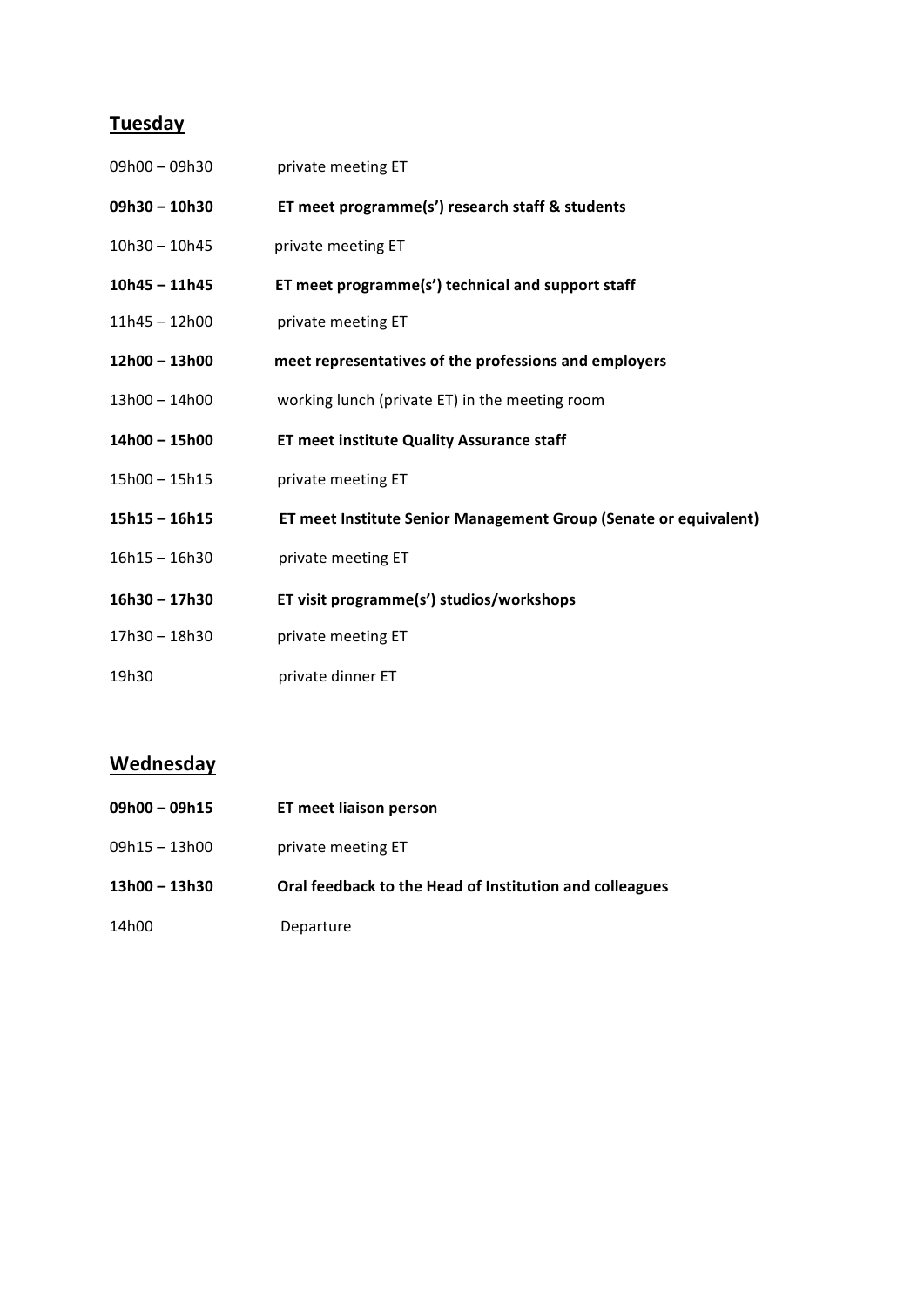## Tuesday

| | |
|---|---|
| 09h00 – 09h30 | private meeting ET |
| **09h30 – 10h30** | **ET meet programme(s') research staff & students** |
| 10h30 – 10h45 | private meeting ET |
| **10h45 – 11h45** | **ET meet programme(s') technical and support staff** |
| 11h45 – 12h00 | private meeting ET |
| **12h00 – 13h00** | **meet representatives of the professions and employers** |
| 13h00 – 14h00 | working lunch (private ET) in the meeting room |
| **14h00 – 15h00** | **ET meet institute Quality Assurance staff** |
| 15h00 – 15h15 | private meeting ET |
| **15h15 – 16h15** | **ET meet Institute Senior Management Group (Senate or equivalent)** |
| 16h15 – 16h30 | private meeting ET |
| **16h30 – 17h30** | **ET visit programme(s') studios/workshops** |
| 17h30 – 18h30 | private meeting ET |
| 19h30 | private dinner ET |

## Wednesday

| | |
|---|---|
| **09h00 – 09h15** | **ET meet liaison person** |
| 09h15 – 13h00 | private meeting ET |
| **13h00 – 13h30** | **Oral feedback to the Head of Institution and colleagues** |
| 14h00 | Departure |